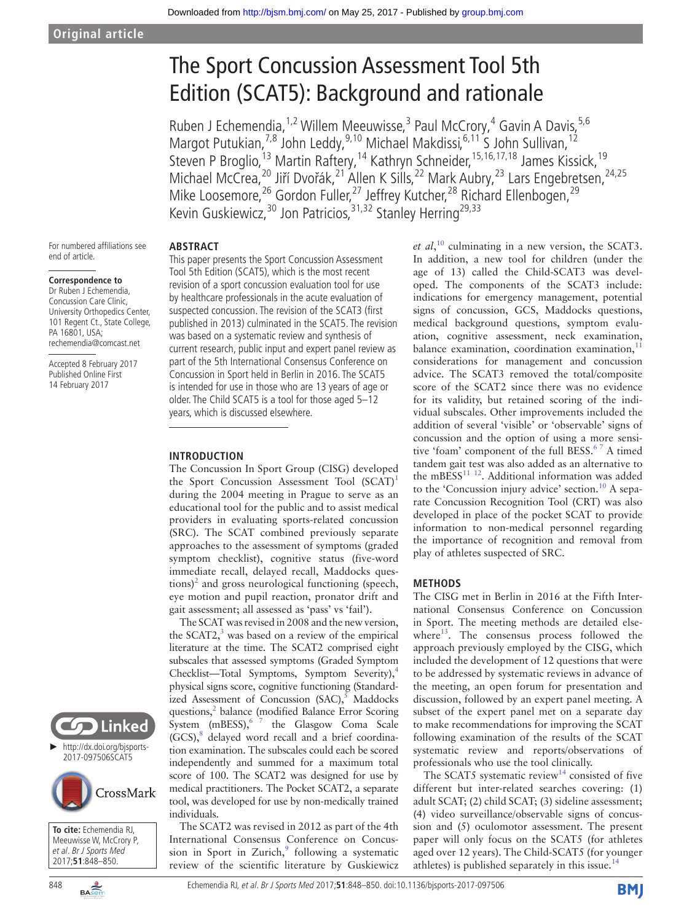Original article

# The Sport Concussion Assessment Tool 5th Edition (SCAT5): Background and rationale

Ruben J Echemendia,[1,2] Willem Meeuwisse,[3] Paul McCrory,[4] Gavin A Davis,[5,6] Margot Putukian,[7,8] John Leddy,[9,10] Michael Makdissi,[6,11] S John Sullivan,[12] Steven P Broglio,[13] Martin Raftery,[14] Kathryn Schneider,[15,16,17,18] James Kissick,[19] Michael McCrea,[20] Jiří Dvořák,[21] Allen K Sills,[22] Mark Aubry,[23] Lars Engebretsen,[24,25] Mike Loosemore,[26] Gordon Fuller,[27] Jeffrey Kutcher,[28] Richard Ellenbogen,[29] Kevin Guskiewicz,[30] Jon Patricios,[31,32] Stanley Herring[29,33]

For numbered affiliations see end of article.

**Correspondence to**
Dr Ruben J Echemendia, Concussion Care Clinic, University Orthopedics Center, 101 Regent Ct., State College, PA 16801, USA; rechemendia@comcast.net

Accepted 8 February 2017
Published Online First 14 February 2017

► http://dx.doi.org/bjsports-2017-097506SCAT5

**To cite:** Echemendia RJ, Meeuwisse W, McCrory P, *et al*. *Br J Sports Med* 2017;**51**:848–850.

## ABSTRACT

This paper presents the Sport Concussion Assessment Tool 5th Edition (SCAT5), which is the most recent revision of a sport concussion evaluation tool for use by healthcare professionals in the acute evaluation of suspected concussion. The revision of the SCAT3 (first published in 2013) culminated in the SCAT5. The revision was based on a systematic review and synthesis of current research, public input and expert panel review as part of the 5th International Consensus Conference on Concussion in Sport held in Berlin in 2016. The SCAT5 is intended for use in those who are 13 years of age or older. The Child SCAT5 is a tool for those aged 5–12 years, which is discussed elsewhere.

## INTRODUCTION

The Concussion In Sport Group (CISG) developed the Sport Concussion Assessment Tool (SCAT)[1] during the 2004 meeting in Prague to serve as an educational tool for the public and to assist medical providers in evaluating sports-related concussion (SRC). The SCAT combined previously separate approaches to the assessment of symptoms (graded symptom checklist), cognitive status (five-word immediate recall, delayed recall, Maddocks questions)[2] and gross neurological functioning (speech, eye motion and pupil reaction, pronator drift and gait assessment; all assessed as 'pass' vs 'fail').

The SCAT was revised in 2008 and the new version, the SCAT2,[3] was based on a review of the empirical literature at the time. The SCAT2 comprised eight subscales that assessed symptoms (Graded Symptom Checklist—Total Symptoms, Symptom Severity),[4] physical signs score, cognitive functioning (Standardized Assessment of Concussion (SAC),[5] Maddocks questions,[2] balance (modified Balance Error Scoring System (mBESS),[6 7] the Glasgow Coma Scale (GCS),[8] delayed word recall and a brief coordination examination. The subscales could each be scored independently and summed for a maximum total score of 100. The SCAT2 was designed for use by medical practitioners. The Pocket SCAT2, a separate tool, was developed for use by non-medically trained individuals.

The SCAT2 was revised in 2012 as part of the 4th International Consensus Conference on Concussion in Sport in Zurich,[9] following a systematic review of the scientific literature by Guskiewicz *et al*,[10] culminating in a new version, the SCAT3. In addition, a new tool for children (under the age of 13) called the Child-SCAT3 was developed. The components of the SCAT3 include: indications for emergency management, potential signs of concussion, GCS, Maddocks questions, medical background questions, symptom evaluation, cognitive assessment, neck examination, balance examination, coordination examination,[11] considerations for management and concussion advice. The SCAT3 removed the total/composite score of the SCAT2 since there was no evidence for its validity, but retained scoring of the individual subscales. Other improvements included the addition of several 'visible' or 'observable' signs of concussion and the option of using a more sensitive 'foam' component of the full BESS.[6 7] A timed tandem gait test was also added as an alternative to the mBESS[11 12]. Additional information was added to the 'Concussion injury advice' section.[10] A separate Concussion Recognition Tool (CRT) was also developed in place of the pocket SCAT to provide information to non-medical personnel regarding the importance of recognition and removal from play of athletes suspected of SRC.

## METHODS

The CISG met in Berlin in 2016 at the Fifth International Consensus Conference on Concussion in Sport. The meeting methods are detailed elsewhere[13]. The consensus process followed the approach previously employed by the CISG, which included the development of 12 questions that were to be addressed by systematic reviews in advance of the meeting, an open forum for presentation and discussion, followed by an expert panel meeting. A subset of the expert panel met on a separate day to make recommendations for improving the SCAT following examination of the results of the SCAT systematic review and reports/observations of professionals who use the tool clinically.

The SCAT5 systematic review[14] consisted of five different but inter-related searches covering: (1) adult SCAT; (2) child SCAT; (3) sideline assessment; (4) video surveillance/observable signs of concussion and (5) oculomotor assessment. The present paper will only focus on the SCAT5 (for athletes aged over 12 years). The Child-SCAT5 (for younger athletes) is published separately in this issue.[14]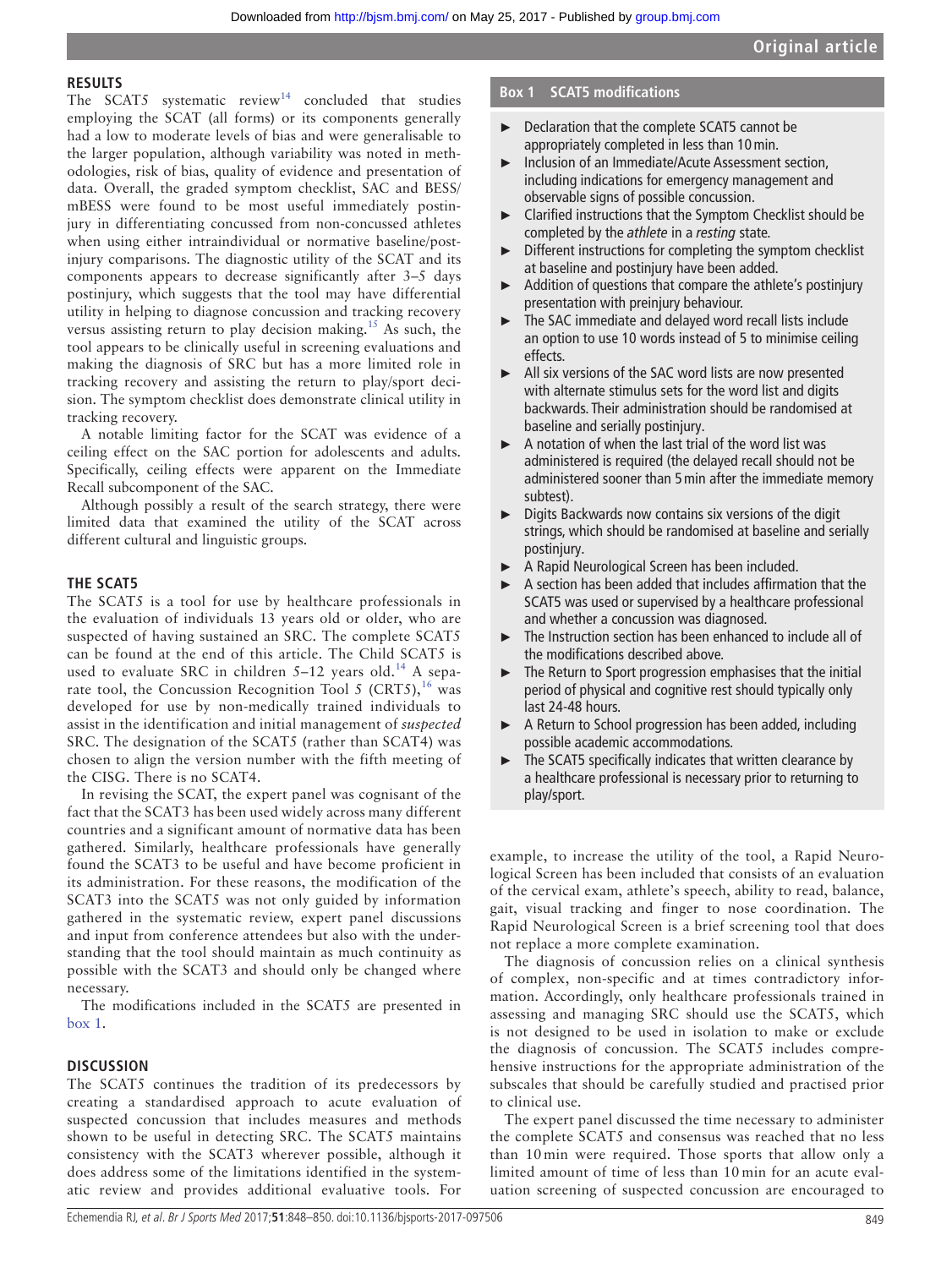## RESULTS

The SCAT5 systematic review[14] concluded that studies employing the SCAT (all forms) or its components generally had a low to moderate levels of bias and were generalisable to the larger population, although variability was noted in methodologies, risk of bias, quality of evidence and presentation of data. Overall, the graded symptom checklist, SAC and BESS/mBESS were found to be most useful immediately postinjury in differentiating concussed from non-concussed athletes when using either intraindividual or normative baseline/postinjury comparisons. The diagnostic utility of the SCAT and its components appears to decrease significantly after 3–5 days postinjury, which suggests that the tool may have differential utility in helping to diagnose concussion and tracking recovery versus assisting return to play decision making.[15] As such, the tool appears to be clinically useful in screening evaluations and making the diagnosis of SRC but has a more limited role in tracking recovery and assisting the return to play/sport decision. The symptom checklist does demonstrate clinical utility in tracking recovery.

A notable limiting factor for the SCAT was evidence of a ceiling effect on the SAC portion for adolescents and adults. Specifically, ceiling effects were apparent on the Immediate Recall subcomponent of the SAC.

Although possibly a result of the search strategy, there were limited data that examined the utility of the SCAT across different cultural and linguistic groups.

## THE SCAT5

The SCAT5 is a tool for use by healthcare professionals in the evaluation of individuals 13 years old or older, who are suspected of having sustained an SRC. The complete SCAT5 can be found at the end of this article. The Child SCAT5 is used to evaluate SRC in children 5–12 years old.[14] A separate tool, the Concussion Recognition Tool 5 (CRT5),[16] was developed for use by non-medically trained individuals to assist in the identification and initial management of *suspected* SRC. The designation of the SCAT5 (rather than SCAT4) was chosen to align the version number with the fifth meeting of the CISG. There is no SCAT4.

In revising the SCAT, the expert panel was cognisant of the fact that the SCAT3 has been used widely across many different countries and a significant amount of normative data has been gathered. Similarly, healthcare professionals have generally found the SCAT3 to be useful and have become proficient in its administration. For these reasons, the modification of the SCAT3 into the SCAT5 was not only guided by information gathered in the systematic review, expert panel discussions and input from conference attendees but also with the understanding that the tool should maintain as much continuity as possible with the SCAT3 and should only be changed where necessary.

The modifications included in the SCAT5 are presented in box 1.

**Box 1 SCAT5 modifications**

- Declaration that the complete SCAT5 cannot be appropriately completed in less than 10 min.
- Inclusion of an Immediate/Acute Assessment section, including indications for emergency management and observable signs of possible concussion.
- Clarified instructions that the Symptom Checklist should be completed by the *athlete* in a *resting* state.
- Different instructions for completing the symptom checklist at baseline and postinjury have been added.
- Addition of questions that compare the athlete's postinjury presentation with preinjury behaviour.
- The SAC immediate and delayed word recall lists include an option to use 10 words instead of 5 to minimise ceiling effects.
- All six versions of the SAC word lists are now presented with alternate stimulus sets for the word list and digits backwards. Their administration should be randomised at baseline and serially postinjury.
- A notation of when the last trial of the word list was administered is required (the delayed recall should not be administered sooner than 5 min after the immediate memory subtest).
- Digits Backwards now contains six versions of the digit strings, which should be randomised at baseline and serially postinjury.
- A Rapid Neurological Screen has been included.
- A section has been added that includes affirmation that the SCAT5 was used or supervised by a healthcare professional and whether a concussion was diagnosed.
- The Instruction section has been enhanced to include all of the modifications described above.
- The Return to Sport progression emphasises that the initial period of physical and cognitive rest should typically only last 24-48 hours.
- A Return to School progression has been added, including possible academic accommodations.
- The SCAT5 specifically indicates that written clearance by a healthcare professional is necessary prior to returning to play/sport.

## DISCUSSION

The SCAT5 continues the tradition of its predecessors by creating a standardised approach to acute evaluation of suspected concussion that includes measures and methods shown to be useful in detecting SRC. The SCAT5 maintains consistency with the SCAT3 wherever possible, although it does address some of the limitations identified in the systematic review and provides additional evaluative tools. For example, to increase the utility of the tool, a Rapid Neurological Screen has been included that consists of an evaluation of the cervical exam, athlete's speech, ability to read, balance, gait, visual tracking and finger to nose coordination. The Rapid Neurological Screen is a brief screening tool that does not replace a more complete examination.

The diagnosis of concussion relies on a clinical synthesis of complex, non-specific and at times contradictory information. Accordingly, only healthcare professionals trained in assessing and managing SRC should use the SCAT5, which is not designed to be used in isolation to make or exclude the diagnosis of concussion. The SCAT5 includes comprehensive instructions for the appropriate administration of the subscales that should be carefully studied and practised prior to clinical use.

The expert panel discussed the time necessary to administer the complete SCAT5 and consensus was reached that no less than 10 min were required. Those sports that allow only a limited amount of time of less than 10 min for an acute evaluation screening of suspected concussion are encouraged to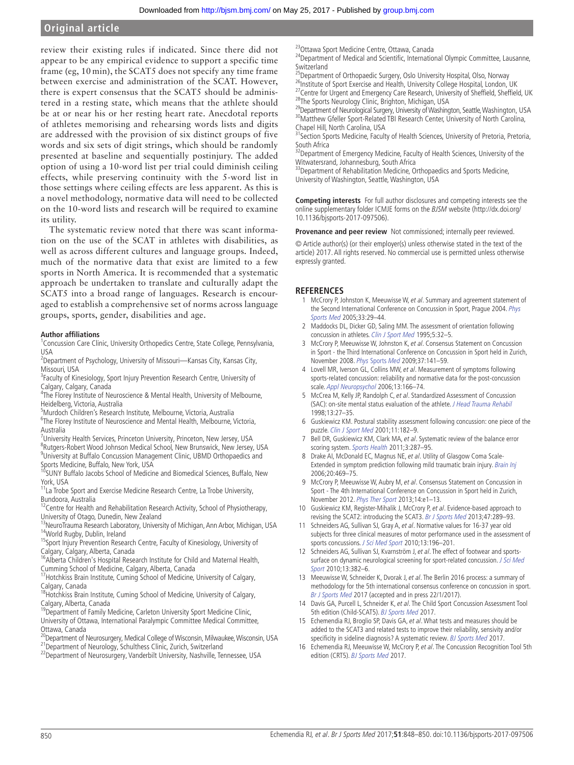review their existing rules if indicated. Since there did not appear to be any empirical evidence to support a specific time frame (eg, 10 min), the SCAT5 does not specify any time frame between exercise and administration of the SCAT. However, there is expert consensus that the SCAT5 should be administered in a resting state, which means that the athlete should be at or near his or her resting heart rate. Anecdotal reports of athletes memorising and rehearsing words lists and digits are addressed with the provision of six distinct groups of five words and six sets of digit strings, which should be randomly presented at baseline and sequentially postinjury. The added option of using a 10-word list per trial could diminish ceiling effects, while preserving continuity with the 5-word list in those settings where ceiling effects are less apparent. As this is a novel methodology, normative data will need to be collected on the 10-word lists and research will be required to examine its utility.

The systematic review noted that there was scant information on the use of the SCAT in athletes with disabilities, as well as across different cultures and language groups. Indeed, much of the normative data that exist are limited to a few sports in North America. It is recommended that a systematic approach be undertaken to translate and culturally adapt the SCAT5 into a broad range of languages. Research is encouraged to establish a comprehensive set of norms across language groups, sports, gender, disabilities and age.

**Author affiliations**

[1]Concussion Care Clinic, University Orthopedics Centre, State College, Pennsylvania, USA
[2]Department of Psychology, University of Missouri—Kansas City, Kansas City, Missouri, USA
[3]Faculty of Kinesiology, Sport Injury Prevention Research Centre, University of Calgary, Calgary, Canada
[4]The Florey Institute of Neuroscience & Mental Health, University of Melbourne, Heidelberg, Victoria, Australia
[5]Murdoch Children's Research Institute, Melbourne, Victoria, Australia
[6]The Florey Institute of Neuroscience and Mental Health, Melbourne, Victoria, Australia
[7]University Health Services, Princeton University, Princeton, New Jersey, USA
[8]Rutgers-Robert Wood Johnson Medical School, New Brunswick, New Jersey, USA
[9]University at Buffalo Concussion Management Clinic, UBMD Orthopaedics and Sports Medicine, Buffalo, New York, USA
[10]SUNY Buffalo Jacobs School of Medicine and Biomedical Sciences, Buffalo, New York, USA
[11]La Trobe Sport and Exercise Medicine Research Centre, La Trobe University, Bundoora, Australia
[12]Centre for Health and Rehabilitation Research Activity, School of Physiotherapy, University of Otago, Dunedin, New Zealand
[13]NeuroTrauma Research Laboratory, University of Michigan, Ann Arbor, Michigan, USA
[14]World Rugby, Dublin, Ireland
[15]Sport Injury Prevention Research Centre, Faculty of Kinesiology, University of Calgary, Calgary, Alberta, Canada
[16]Alberta Children's Hospital Research Institute for Child and Maternal Health, Cumming School of Medicine, Calgary, Alberta, Canada
[17]Hotchkiss Brain Institute, Cuming School of Medicine, University of Calgary, Calgary, Canada
[18]Hotchkiss Brain Institute, Cuming School of Medicine, University of Calgary, Calgary, Alberta, Canada
[19]Department of Family Medicine, Carleton University Sport Medicine Clinic, University of Ottawa, International Paralympic Committee Medical Committee, Ottawa, Canada
[20]Department of Neurosurgery, Medical College of Wisconsin, Milwaukee, Wisconsin, USA
[21]Department of Neurology, Schulthess Clinic, Zurich, Switzerland
[22]Department of Neurosurgery, Vanderbilt University, Nashville, Tennessee, USA
[23]Ottawa Sport Medicine Centre, Ottawa, Canada
[24]Department of Medical and Scientific, International Olympic Committee, Lausanne, Switzerland
[25]Department of Orthopaedic Surgery, Oslo University Hospital, Olso, Norway
[26]Institute of Sport Exercise and Health, University College Hospital, London, UK
[27]Centre for Urgent and Emergency Care Research, University of Sheffield, Sheffield, UK
[28]The Sports Neurology Clinic, Brighton, Michigan, USA
[29]Department of Neurological Surgery, University of Washington, Seattle, Washington, USA
[30]Matthew Gfeller Sport-Related TBI Research Center, University of North Carolina, Chapel Hill, North Carolina, USA
[31]Section Sports Medicine, Faculty of Health Sciences, University of Pretoria, Pretoria, South Africa
[32]Department of Emergency Medicine, Faculty of Health Sciences, University of the Witwatersrand, Johannesburg, South Africa
[33]Department of Rehabilitation Medicine, Orthopaedics and Sports Medicine, University of Washington, Seattle, Washington, USA

**Competing interests** For full author disclosures and competing interests see the online supplementary folder ICMJE forms on the *BJSM* website (http://dx.doi.org/10.1136/bjsports-2017-097506).

**Provenance and peer review** Not commissioned; internally peer reviewed.

© Article author(s) (or their employer(s) unless otherwise stated in the text of the article) 2017. All rights reserved. No commercial use is permitted unless otherwise expressly granted.

## REFERENCES

1. McCrory P, Johnston K, Meeuwisse W, *et al*. Summary and agreement statement of the Second International Conference on Concussion in Sport, Prague 2004. *Phys Sports Med* 2005;33:29–44.
2. Maddocks DL, Dicker GD, Saling MM. The assessment of orientation following concussion in athletes. *Clin J Sport Med* 1995;5:32–5.
3. McCrory P, Meeuwisse W, Johnston K, *et al*. Consensus Statement on Concussion in Sport - the Third International Conference on Concussion in Sport held in Zurich, November 2008. *Phys Sports Med* 2009;37:141–59.
4. Lovell MR, Iverson GL, Collins MW, *et al*. Measurement of symptoms following sports-related concussion: reliability and normative data for the post-concussion scale. *Appl Neuropsychol* 2006;13:166–74.
5. McCrea M, Kelly JP, Randolph C, *et al*. Standardized Assessment of Concussion (SAC): on-site mental status evaluation of the athlete. *J Head Trauma Rehabil* 1998;13:27–35.
6. Guskiewicz KM. Postural stability assessment following concussion: one piece of the puzzle. *Clin J Sport Med* 2001;11:182–9.
7. Bell DR, Guskiewicz KM, Clark MA, *et al*. Systematic review of the balance error scoring system. *Sports Health* 2011;3:287–95.
8. Drake AI, McDonald EC, Magnus NE, *et al*. Utility of Glasgow Coma Scale-Extended in symptom prediction following mild traumatic brain injury. *Brain Inj* 2006;20:469–75.
9. McCrory P, Meeuwisse W, Aubry M, *et al*. Consensus Statement on Concussion in Sport - The 4th International Conference on Concussion in Sport held in Zurich, November 2012. *Phys Ther Sport* 2013;14:e1–13.
10. Guskiewicz KM, Register-Mihalik J, McCrory P, *et al*. Evidence-based approach to revising the SCAT2: introducing the SCAT3. *Br J Sports Med* 2013;47:289–93.
11. Schneiders AG, Sullivan SJ, Gray A, *et al*. Normative values for 16-37 year old subjects for three clinical measures of motor performance used in the assessment of sports concussions. *J Sci Med Sport* 2010;13:196–201.
12. Schneiders AG, Sullivan SJ, Kvarnström J, *et al*. The effect of footwear and sports-surface on dynamic neurological screening for sport-related concussion. *J Sci Med Sport* 2010;13:382–6.
13. Meeuwisse W, Schneider K, Dvorak J, *et al*. The Berlin 2016 process: a summary of methodology for the 5th international consensus conference on concussion in sport. *Br J Sports Med* 2017 (accepted and in press 22/1/2017).
14. Davis GA, Purcell L, Schneider K, *et al*. The Child Sport Concussion Assessment Tool 5th edition (Child-SCAT5). *BJ Sports Med* 2017.
15. Echemendia RJ, Broglio SP, Davis GA, *et al*. What tests and measures should be added to the SCAT3 and related tests to improve their reliability, sensivity and/or specificity in sideline diagnosis? A systematic review. *BJ Sports Med* 2017.
16. Echemendia RJ, Meeuwisse W, McCrory P, *et al*. The Concussion Recognition Tool 5th edition (CRT5). *BJ Sports Med* 2017.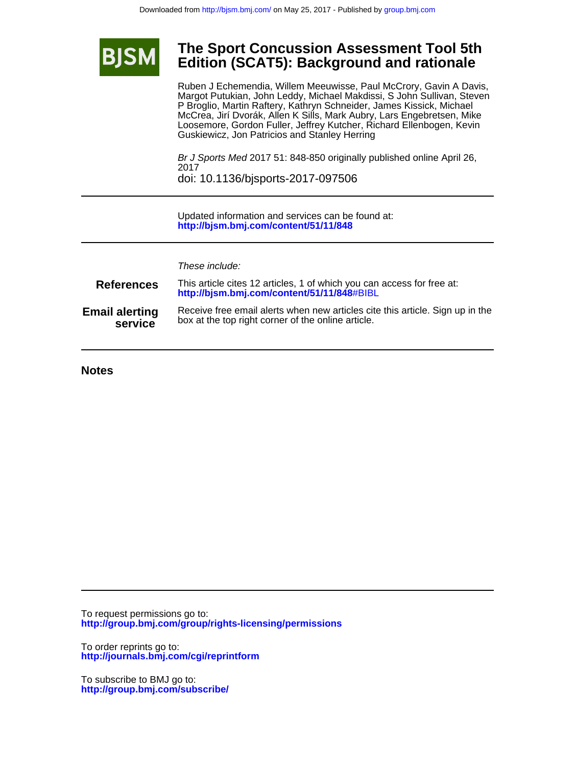Downloaded from http://bjsm.bmj.com/ on May 25, 2017 - Published by group.bmj.com

BJSM

# The Sport Concussion Assessment Tool 5th Edition (SCAT5): Background and rationale

Ruben J Echemendia, Willem Meeuwisse, Paul McCrory, Gavin A Davis, Margot Putukian, John Leddy, Michael Makdissi, S John Sullivan, Steven P Broglio, Martin Raftery, Kathryn Schneider, James Kissick, Michael McCrea, Jirí Dvorák, Allen K Sills, Mark Aubry, Lars Engebretsen, Mike Loosemore, Gordon Fuller, Jeffrey Kutcher, Richard Ellenbogen, Kevin Guskiewicz, Jon Patricios and Stanley Herring

*Br J Sports Med* 2017 51: 848-850 originally published online April 26, 2017

doi: 10.1136/bjsports-2017-097506

---

Updated information and services can be found at:
**http://bjsm.bmj.com/content/51/11/848**

---

*These include:*

**References**
This article cites 12 articles, 1 of which you can access for free at:
**http://bjsm.bmj.com/content/51/11/848**#BIBL

**Email alerting service**
Receive free email alerts when new articles cite this article. Sign up in the box at the top right corner of the online article.

---

## Notes

---

To request permissions go to:
**http://group.bmj.com/group/rights-licensing/permissions**

To order reprints go to:
**http://journals.bmj.com/cgi/reprintform**

To subscribe to BMJ go to:
**http://group.bmj.com/subscribe/**